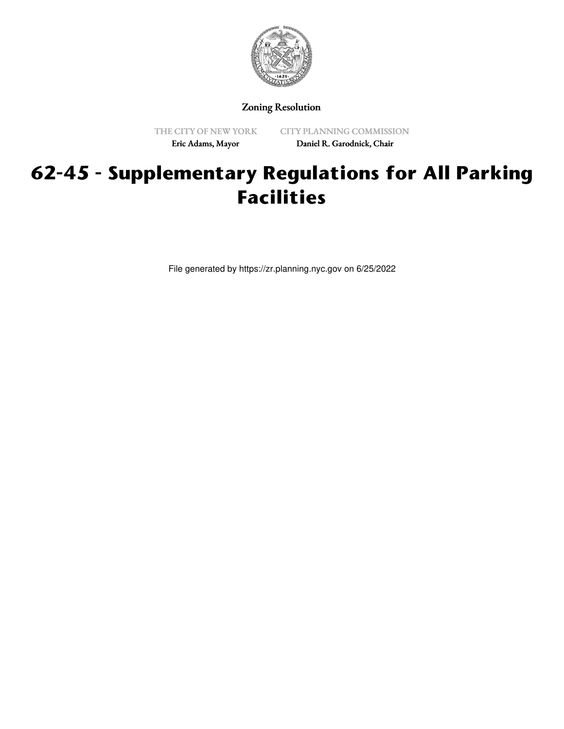Zoning Resolution

THE CITY OF NEW YORK
Eric Adams, Mayor

CITY PLANNING COMMISSION
Daniel R. Garodnick, Chair

# 62-45 - Supplementary Regulations for All Parking Facilities

File generated by https://zr.planning.nyc.gov on 6/25/2022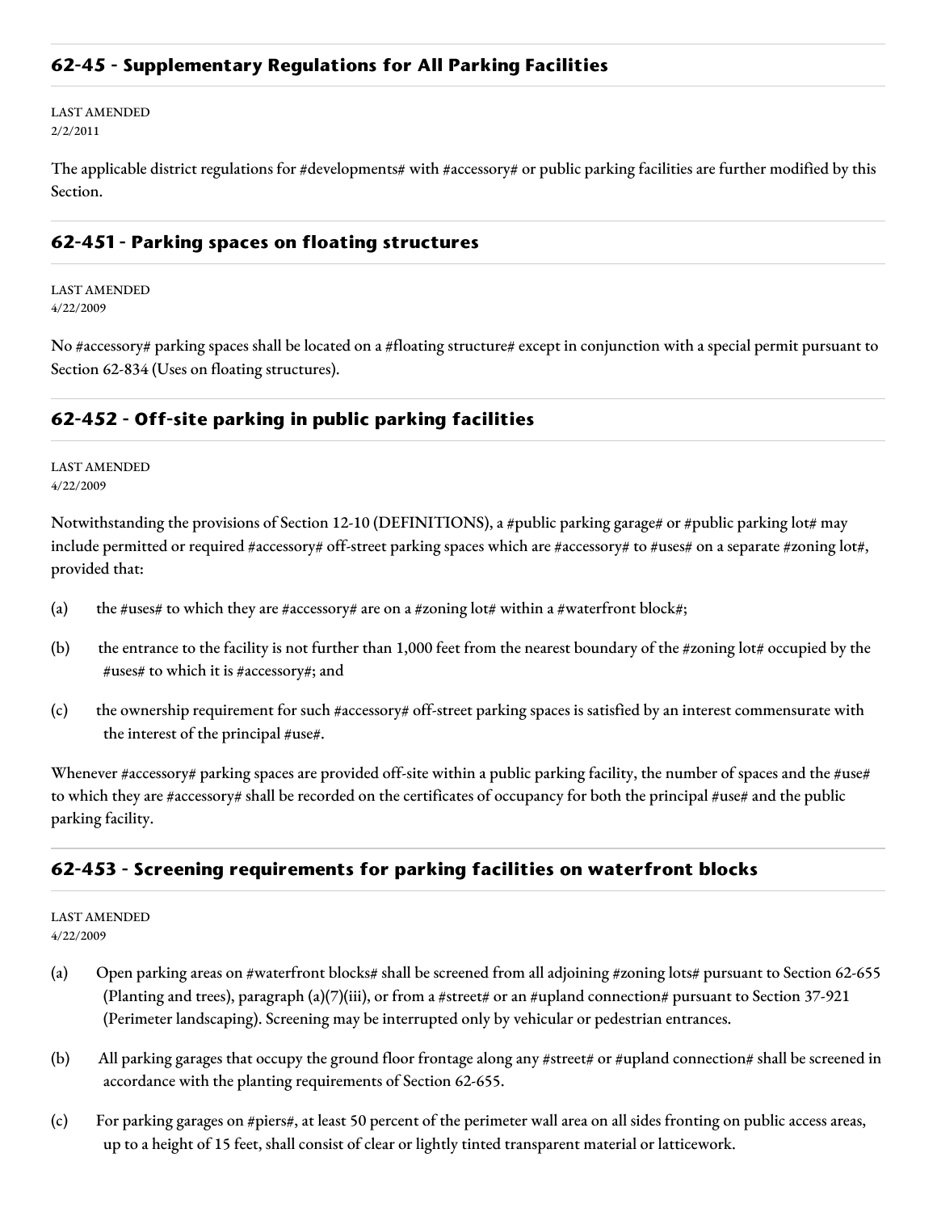## 62-45 - Supplementary Regulations for All Parking Facilities

LAST AMENDED
2/2/2011

The applicable district regulations for #developments# with #accessory# or public parking facilities are further modified by this Section.

### 62-451 - Parking spaces on floating structures

LAST AMENDED
4/22/2009

No #accessory# parking spaces shall be located on a #floating structure# except in conjunction with a special permit pursuant to Section 62-834 (Uses on floating structures).

### 62-452 - Off-site parking in public parking facilities

LAST AMENDED
4/22/2009

Notwithstanding the provisions of Section 12-10 (DEFINITIONS), a #public parking garage# or #public parking lot# may include permitted or required #accessory# off-street parking spaces which are #accessory# to #uses# on a separate #zoning lot#, provided that:

(a) the #uses# to which they are #accessory# are on a #zoning lot# within a #waterfront block#;

(b) the entrance to the facility is not further than 1,000 feet from the nearest boundary of the #zoning lot# occupied by the #uses# to which it is #accessory#; and

(c) the ownership requirement for such #accessory# off-street parking spaces is satisfied by an interest commensurate with the interest of the principal #use#.

Whenever #accessory# parking spaces are provided off-site within a public parking facility, the number of spaces and the #use# to which they are #accessory# shall be recorded on the certificates of occupancy for both the principal #use# and the public parking facility.

### 62-453 - Screening requirements for parking facilities on waterfront blocks

LAST AMENDED
4/22/2009

(a) Open parking areas on #waterfront blocks# shall be screened from all adjoining #zoning lots# pursuant to Section 62-655 (Planting and trees), paragraph (a)(7)(iii), or from a #street# or an #upland connection# pursuant to Section 37-921 (Perimeter landscaping). Screening may be interrupted only by vehicular or pedestrian entrances.

(b) All parking garages that occupy the ground floor frontage along any #street# or #upland connection# shall be screened in accordance with the planting requirements of Section 62-655.

(c) For parking garages on #piers#, at least 50 percent of the perimeter wall area on all sides fronting on public access areas, up to a height of 15 feet, shall consist of clear or lightly tinted transparent material or latticework.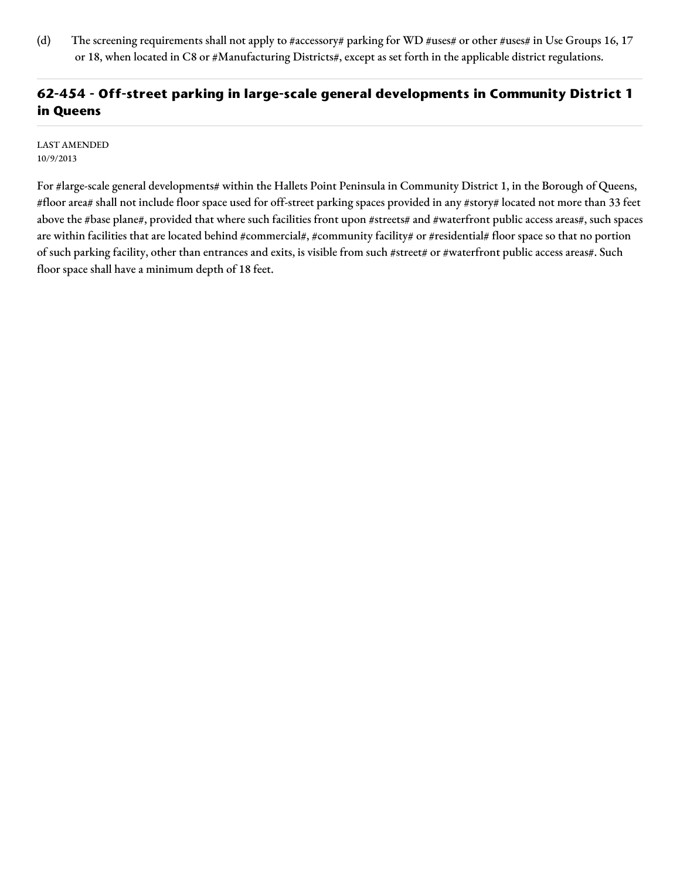(d) The screening requirements shall not apply to #accessory# parking for WD #uses# or other #uses# in Use Groups 16, 17 or 18, when located in C8 or #Manufacturing Districts#, except as set forth in the applicable district regulations.

## 62-454 - Off-street parking in large-scale general developments in Community District 1 in Queens

LAST AMENDED
10/9/2013

For #large-scale general developments# within the Hallets Point Peninsula in Community District 1, in the Borough of Queens, #floor area# shall not include floor space used for off-street parking spaces provided in any #story# located not more than 33 feet above the #base plane#, provided that where such facilities front upon #streets# and #waterfront public access areas#, such spaces are within facilities that are located behind #commercial#, #community facility# or #residential# floor space so that no portion of such parking facility, other than entrances and exits, is visible from such #street# or #waterfront public access areas#. Such floor space shall have a minimum depth of 18 feet.